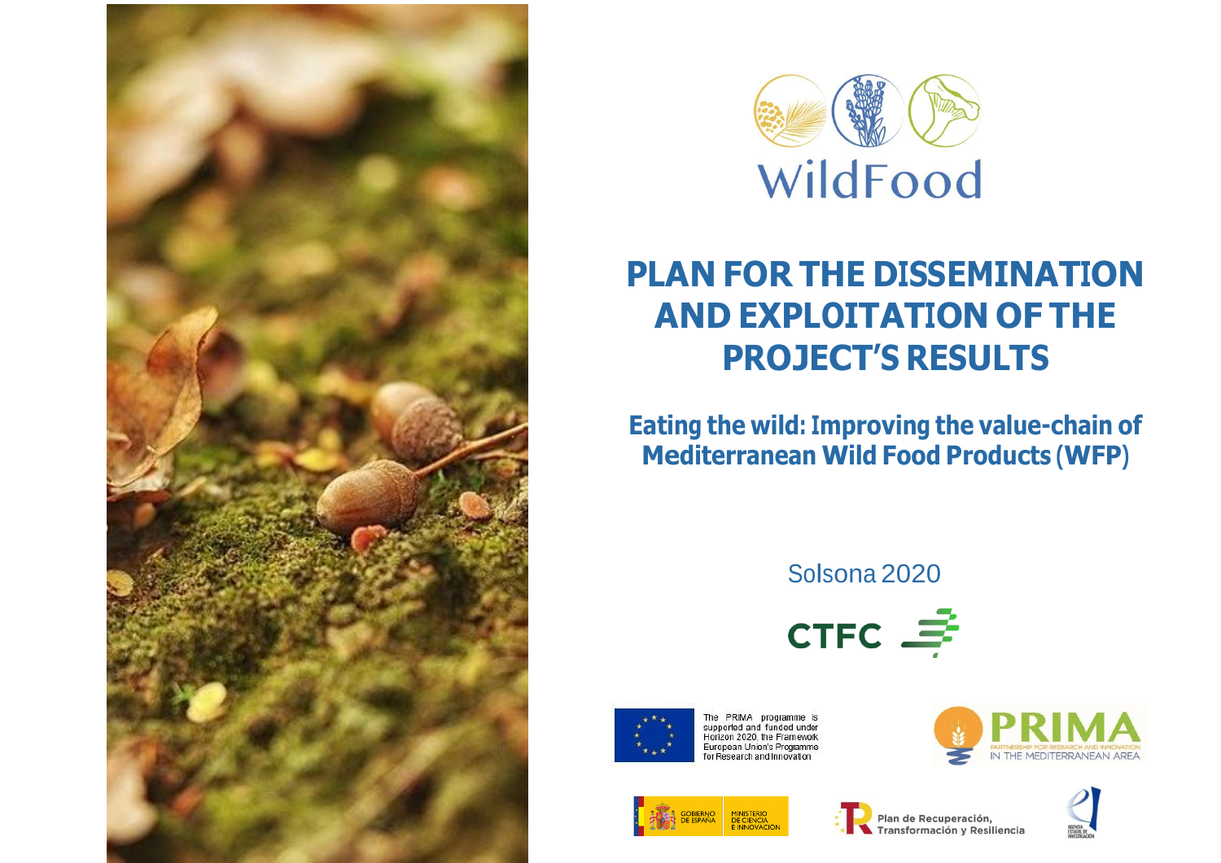WildFood

# PLAN FOR THE DISSEMINATION AND EXPLOITATION OF THE PROJECT'S RESULTS

## Eating the wild: Improving the value-chain of Mediterranean Wild Food Products (WFP)

Solsona 2020

CTFC

The PRIMA programme is supported and funded under Horizon 2020, the Framework European Union's Programme for Research and Innovation

PRIMA
PARTNERSHIP FOR RESEARCH AND INNOVATION
IN THE MEDITERRANEAN AREA

GOBIERNO DE ESPAÑA | MINISTERIO DE CIENCIA E INNOVACIÓN

Plan de Recuperación, Transformación y Resiliencia

AGENCIA ESTATAL DE INVESTIGACIÓN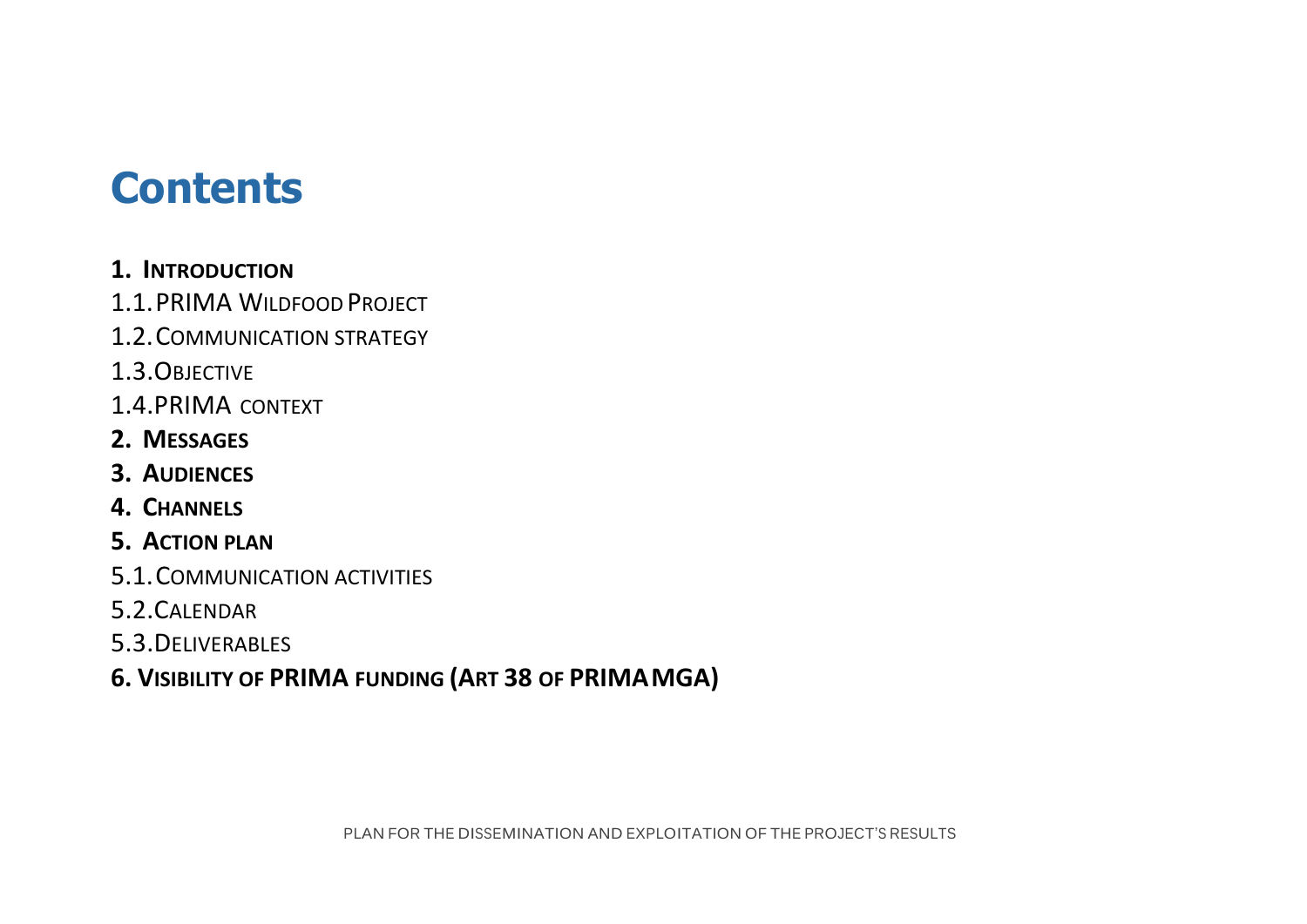# Contents

**1. Introduction**

1.1. PRIMA Wildfood Project

1.2. Communication strategy

1.3. Objective

1.4. PRIMA context

**2. Messages**

**3. Audiences**

**4. Channels**

**5. Action plan**

5.1. Communication activities

5.2. Calendar

5.3. Deliverables

**6. Visibility of PRIMA funding (Art 38 of PRIMA MGA)**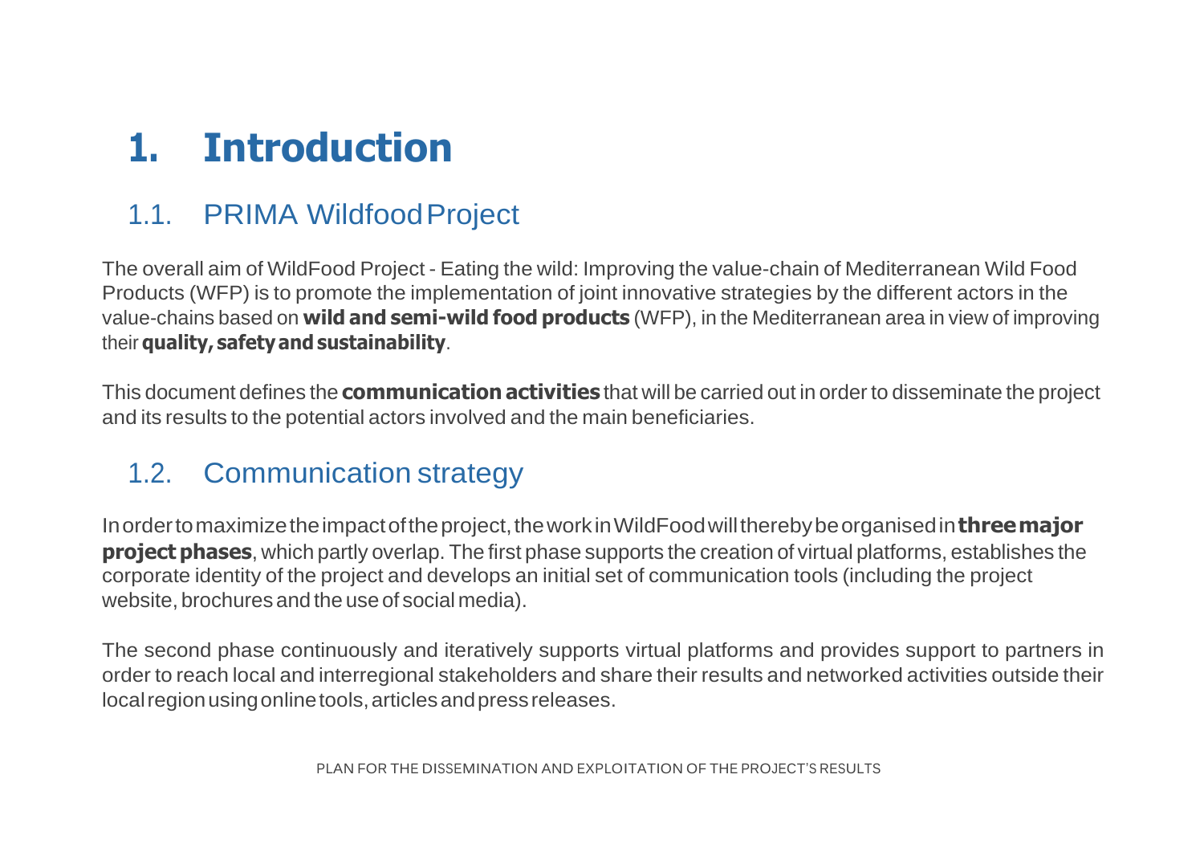# 1. Introduction

## 1.1. PRIMA Wildfood Project

The overall aim of WildFood Project - Eating the wild: Improving the value-chain of Mediterranean Wild Food Products (WFP) is to promote the implementation of joint innovative strategies by the different actors in the value-chains based on **wild and semi-wild food products** (WFP), in the Mediterranean area in view of improving their **quality, safety and sustainability**.

This document defines the **communication activities** that will be carried out in order to disseminate the project and its results to the potential actors involved and the main beneficiaries.

## 1.2. Communication strategy

In order to maximize the impact of the project, the work in WildFood will thereby be organised in **three major project phases**, which partly overlap. The first phase supports the creation of virtual platforms, establishes the corporate identity of the project and develops an initial set of communication tools (including the project website, brochures and the use of social media).

The second phase continuously and iteratively supports virtual platforms and provides support to partners in order to reach local and interregional stakeholders and share their results and networked activities outside their local region using online tools, articles and press releases.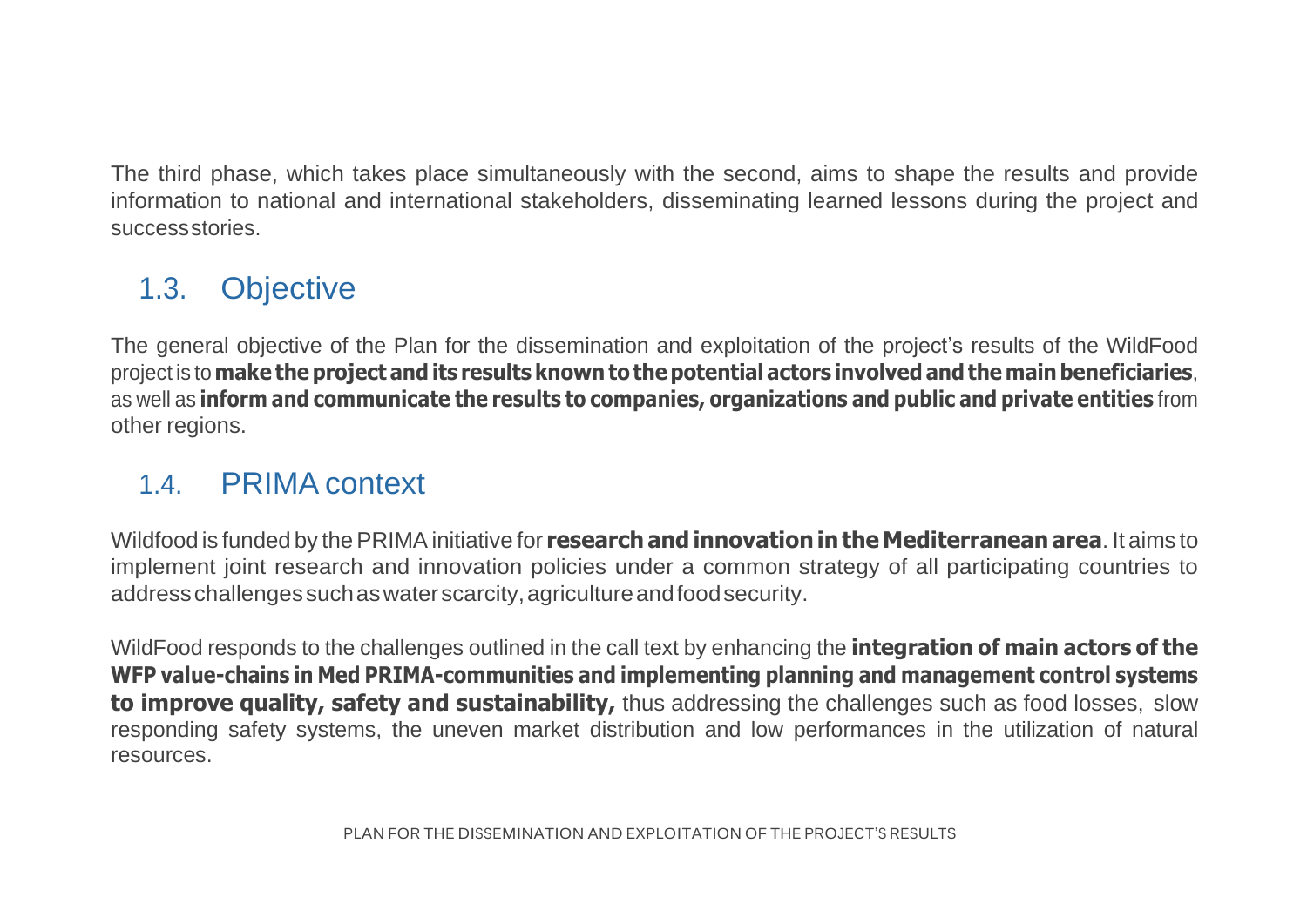The third phase, which takes place simultaneously with the second, aims to shape the results and provide information to national and international stakeholders, disseminating learned lessons during the project and successstories.

## 1.3. Objective

The general objective of the Plan for the dissemination and exploitation of the project's results of the WildFood project is to **make the project and its results known to the potential actors involved and the main beneficiaries**, as well as **inform and communicate the results to companies, organizations and public and private entities** from other regions.

## 1.4. PRIMA context

Wildfood is funded by the PRIMA initiative for **research and innovation in the Mediterranean area**. It aims to implement joint research and innovation policies under a common strategy of all participating countries to address challenges such as water scarcity, agriculture and food security.

WildFood responds to the challenges outlined in the call text by enhancing the **integration of main actors of the WFP value-chains in Med PRIMA-communities and implementing planning and management control systems to improve quality, safety and sustainability,** thus addressing the challenges such as food losses, slow responding safety systems, the uneven market distribution and low performances in the utilization of natural resources.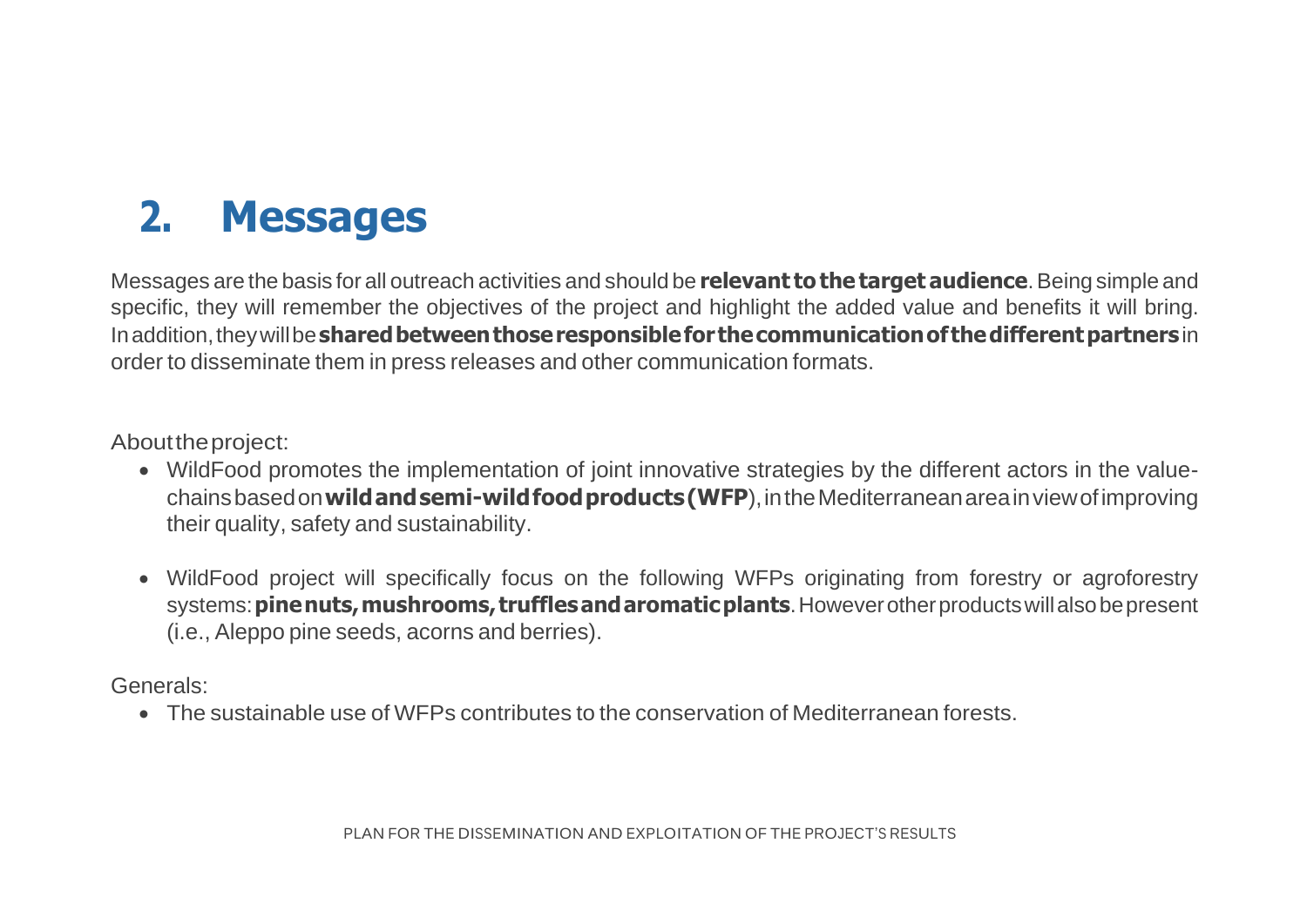## 2. Messages

Messages are the basis for all outreach activities and should be **relevant to the target audience**. Being simple and specific, they will remember the objectives of the project and highlight the added value and benefits it will bring. In addition, they will be **shared between those responsible for the communication of the different partners** in order to disseminate them in press releases and other communication formats.

About the project:

- WildFood promotes the implementation of joint innovative strategies by the different actors in the value-chains based on **wild and semi-wild food products (WFP**), in the Mediterranean area in view of improving their quality, safety and sustainability.

- WildFood project will specifically focus on the following WFPs originating from forestry or agroforestry systems: **pine nuts, mushrooms, truffles and aromatic plants**. However other products will also be present (i.e., Aleppo pine seeds, acorns and berries).

Generals:

- The sustainable use of WFPs contributes to the conservation of Mediterranean forests.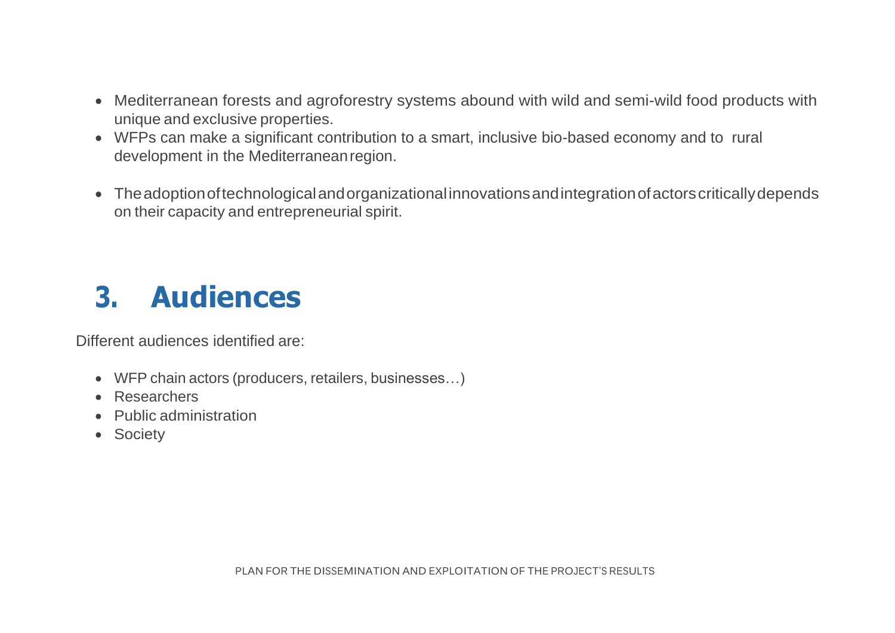- Mediterranean forests and agroforestry systems abound with wild and semi-wild food products with unique and exclusive properties.
- WFPs can make a significant contribution to a smart, inclusive bio-based economy and to rural development in the Mediterranean region.
- The adoption of technological and organizational innovations and integration of actors critically depends on their capacity and entrepreneurial spirit.

# 3. Audiences

Different audiences identified are:

- WFP chain actors (producers, retailers, businesses…)
- Researchers
- Public administration
- Society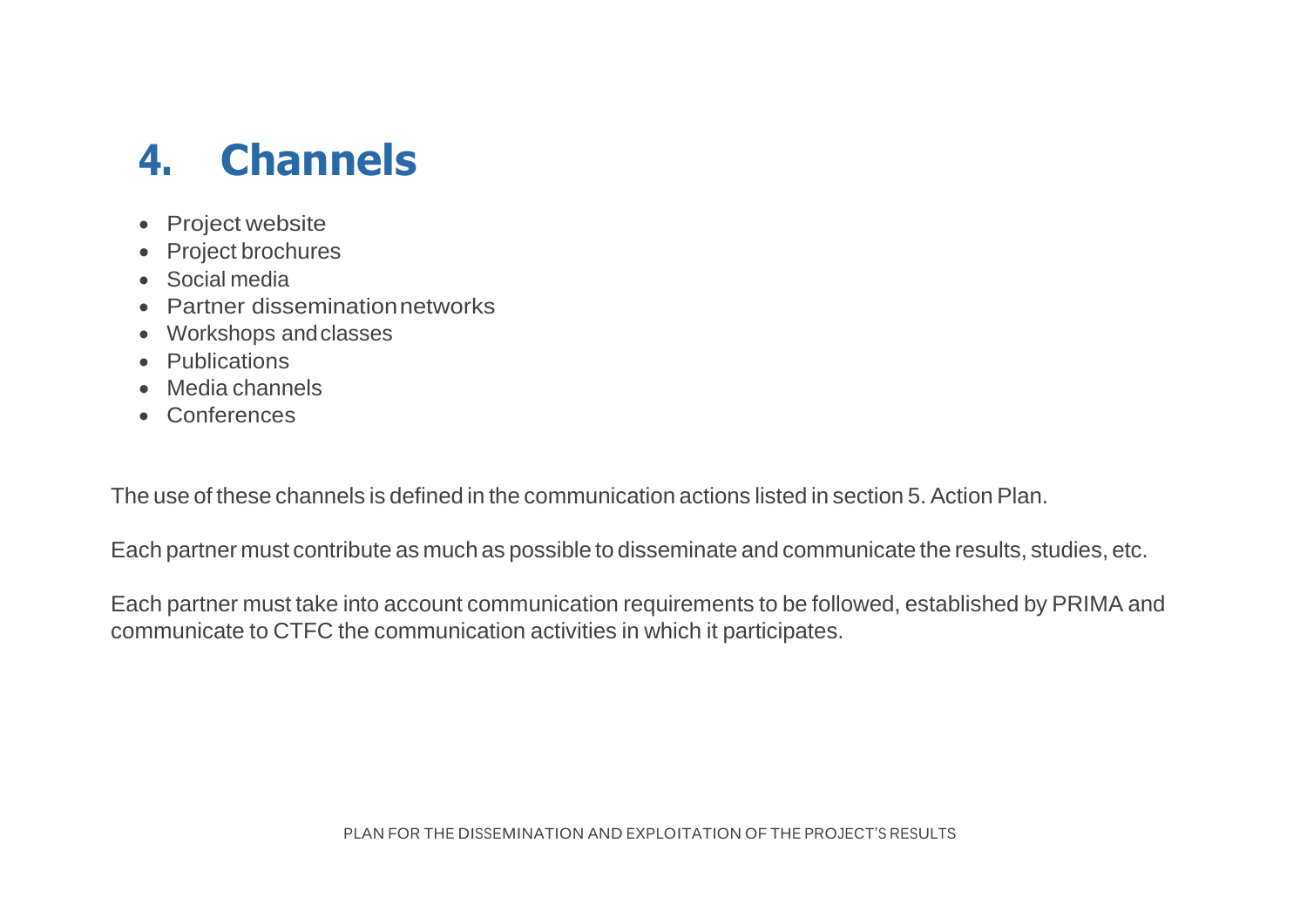# 4. Channels

- Project website
- Project brochures
- Social media
- Partner dissemination networks
- Workshops and classes
- Publications
- Media channels
- Conferences

The use of these channels is defined in the communication actions listed in section 5. Action Plan.

Each partner must contribute as much as possible to disseminate and communicate the results, studies, etc.

Each partner must take into account communication requirements to be followed, established by PRIMA and communicate to CTFC the communication activities in which it participates.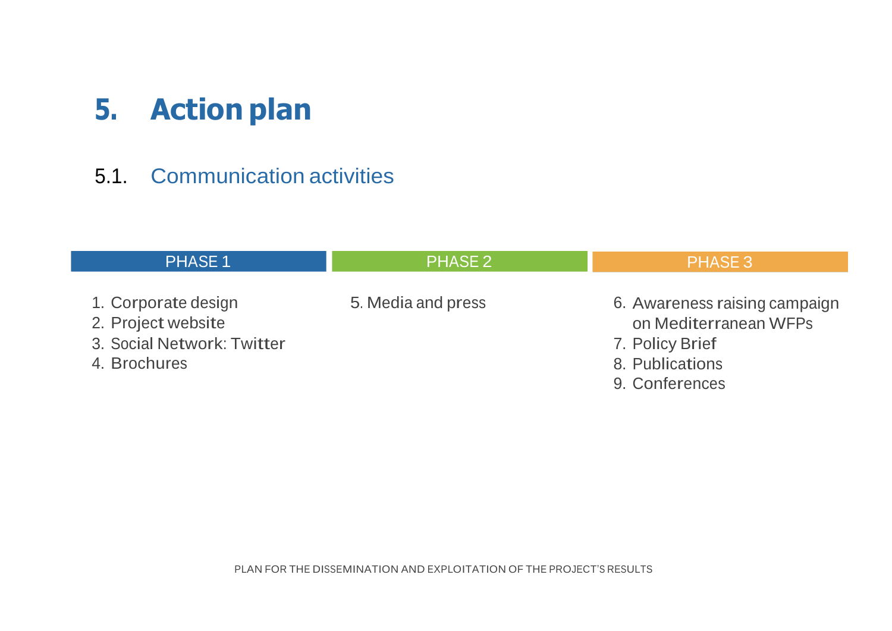# 5. Action plan

## 5.1. Communication activities

| PHASE 1 | PHASE 2 | PHASE 3 |
|---|---|---|
| 1. Corporate design<br>2. Project website<br>3. Social Network: Twitter<br>4. Brochures | 5. Media and press | 6. Awareness raising campaign on Mediterranean WFPs<br>7. Policy Brief<br>8. Publications<br>9. Conferences |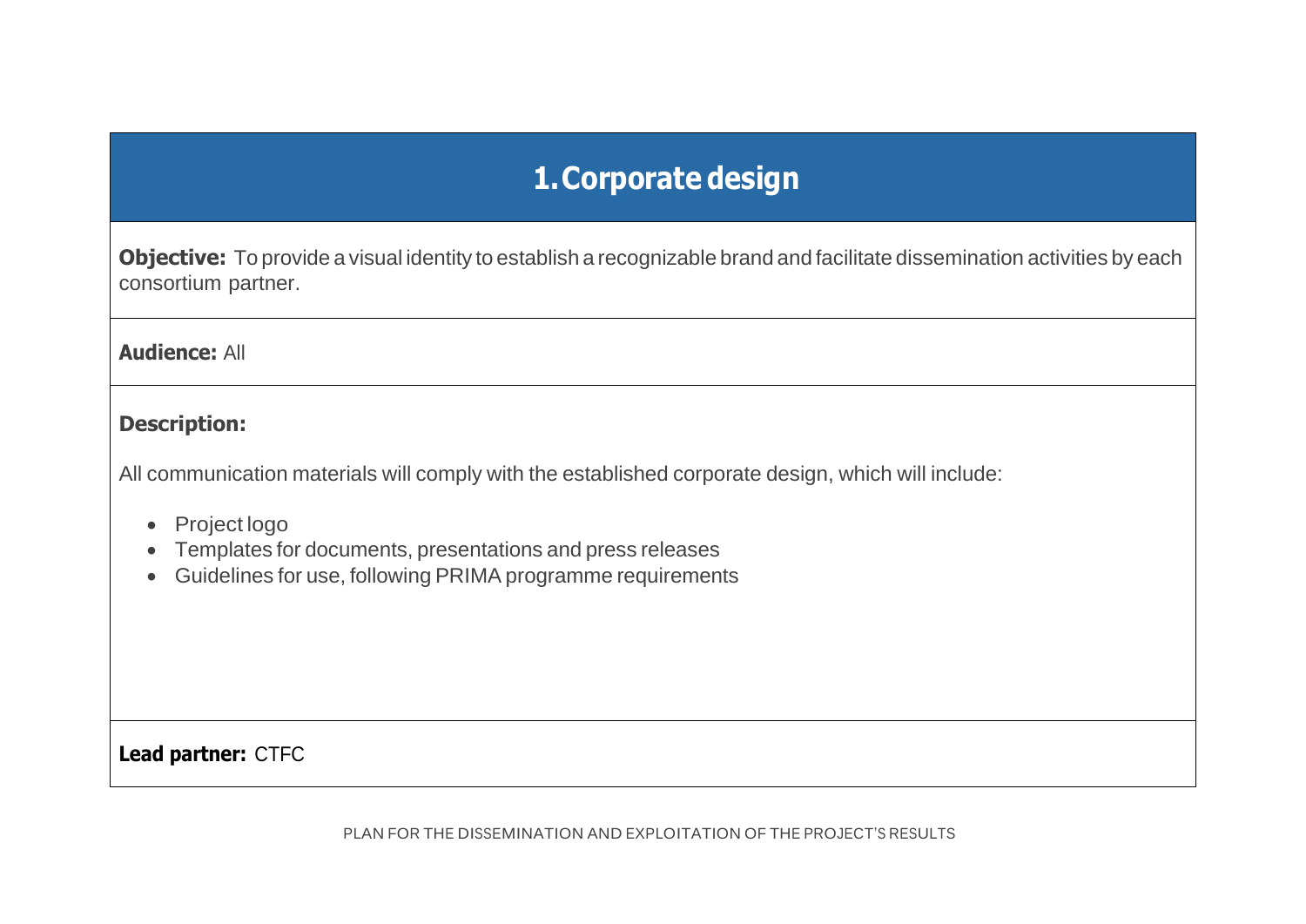## 1. Corporate design

**Objective:** To provide a visual identity to establish a recognizable brand and facilitate dissemination activities by each consortium partner.

**Audience:** All

**Description:**

All communication materials will comply with the established corporate design, which will include:

- Project logo
- Templates for documents, presentations and press releases
- Guidelines for use, following PRIMA programme requirements

**Lead partner:** CTFC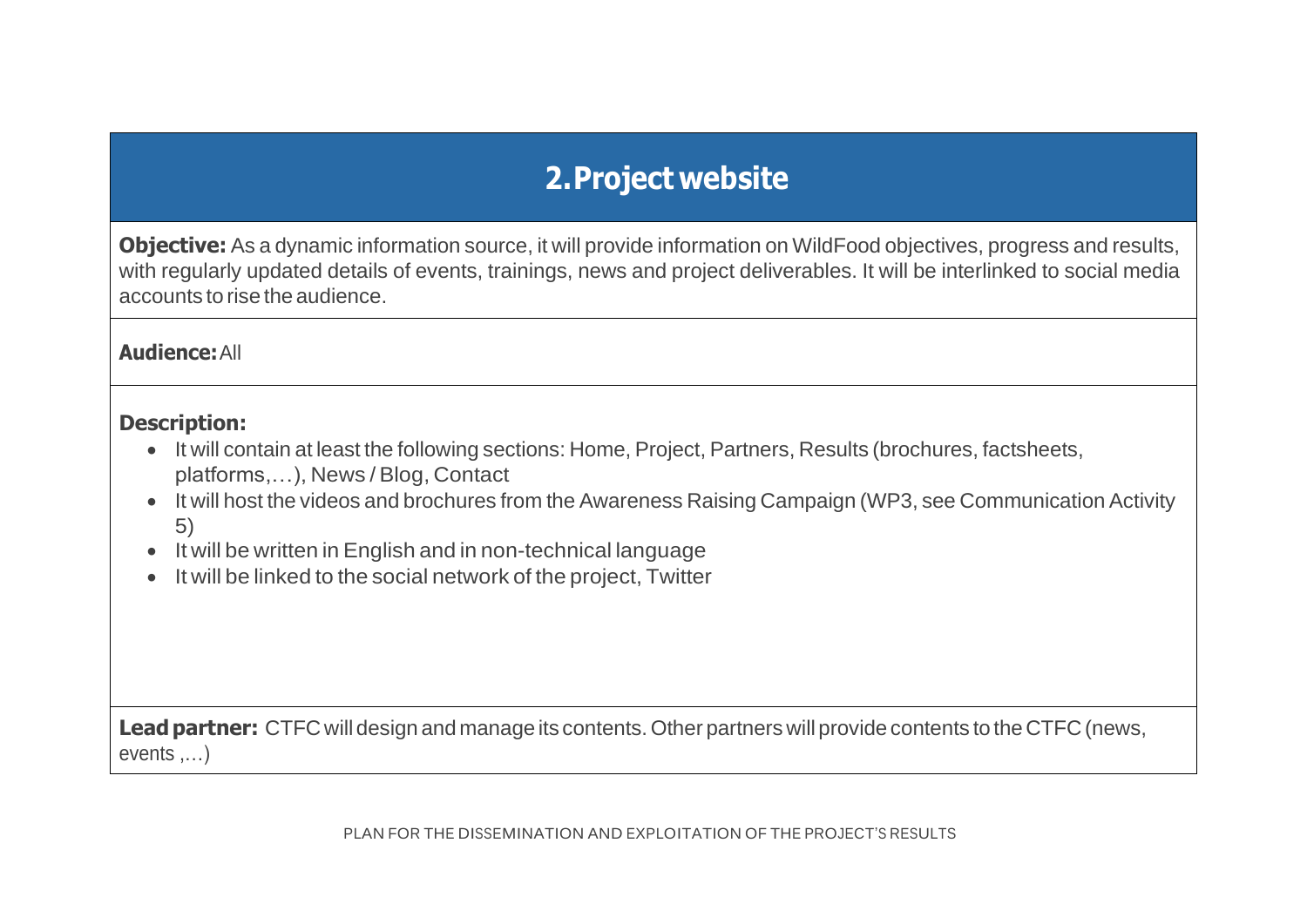## 2. Project website

**Objective:** As a dynamic information source, it will provide information on WildFood objectives, progress and results, with regularly updated details of events, trainings, news and project deliverables. It will be interlinked to social media accounts to rise the audience.

**Audience:** All

**Description:**

- It will contain at least the following sections: Home, Project, Partners, Results (brochures, factsheets, platforms,…), News / Blog, Contact
- It will host the videos and brochures from the Awareness Raising Campaign (WP3, see Communication Activity 5)
- It will be written in English and in non-technical language
- It will be linked to the social network of the project, Twitter

**Lead partner:** CTFC will design and manage its contents. Other partners will provide contents to the CTFC (news, events ,…)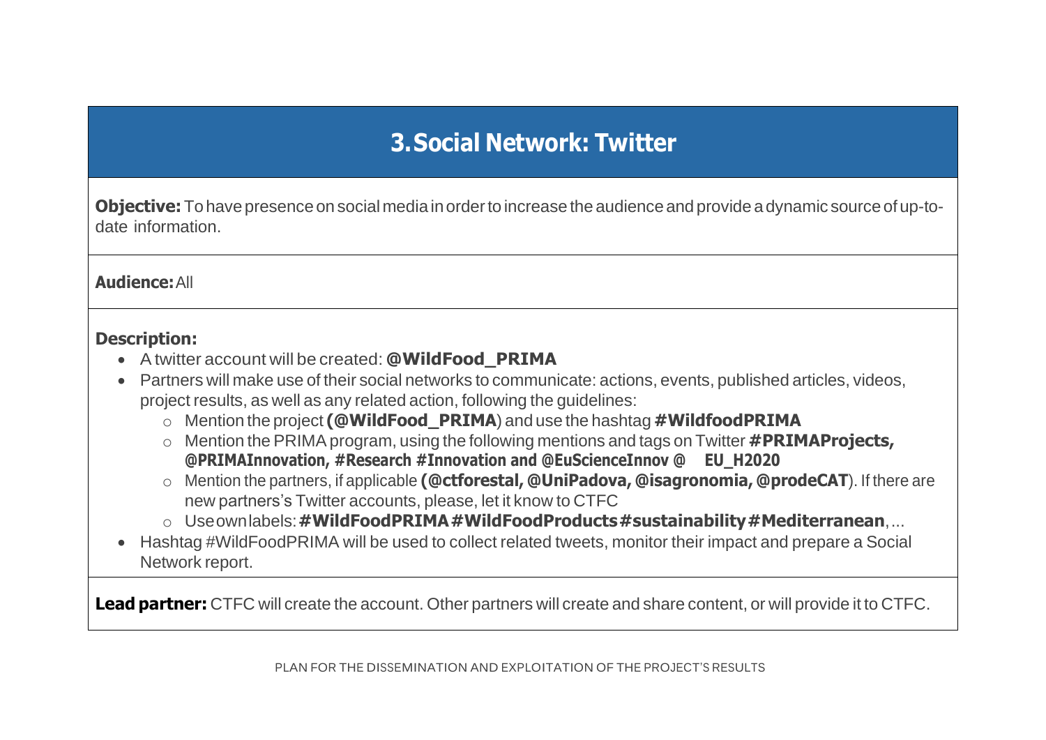## 3. Social Network: Twitter

**Objective:** To have presence on social media in order to increase the audience and provide a dynamic source of up-to-date information.

**Audience:** All

**Description:**

- A twitter account will be created: **@WildFood_PRIMA**
- Partners will make use of their social networks to communicate: actions, events, published articles, videos, project results, as well as any related action, following the guidelines:
  - Mention the project **(@WildFood_PRIMA**) and use the hashtag **#WildfoodPRIMA**
  - Mention the PRIMA program, using the following mentions and tags on Twitter **#PRIMAProjects, @PRIMAInnovation, #Research #Innovation and @EuScienceInnov @ EU_H2020**
  - Mention the partners, if applicable **(@ctforestal, @UniPadova, @isagronomia, @prodeCAT**). If there are new partners's Twitter accounts, please, let it know to CTFC
  - Use own labels: **#WildFoodPRIMA #WildFoodProducts #sustainability #Mediterranean**, ...
- Hashtag #WildFoodPRIMA will be used to collect related tweets, monitor their impact and prepare a Social Network report.

**Lead partner:** CTFC will create the account. Other partners will create and share content, or will provide it to CTFC.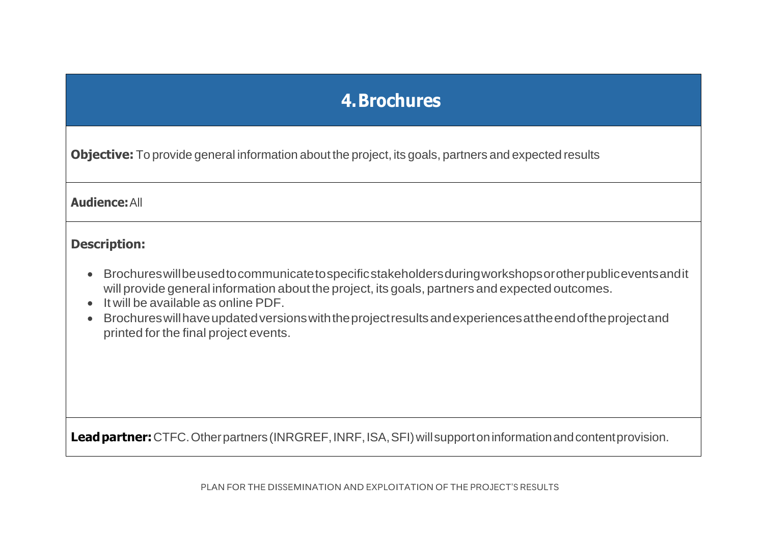## 4. Brochures

**Objective:** To provide general information about the project, its goals, partners and expected results

**Audience:** All

**Description:**

- Brochures will be used to communicate to specific stakeholders during workshops or other public events and it will provide general information about the project, its goals, partners and expected outcomes.
- It will be available as online PDF.
- Brochures will have updated versions with the project results and experiences at the end of the project and printed for the final project events.

**Lead partner:** CTFC. Other partners (INRGREF, INRF, ISA, SFI) will support on information and content provision.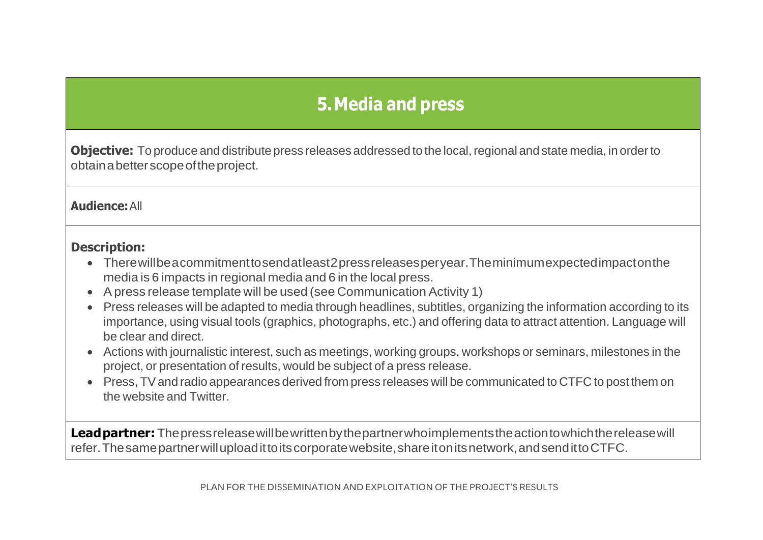## 5. Media and press

**Objective:** To produce and distribute press releases addressed to the local, regional and state media, in order to obtain a better scope of the project.

**Audience:** All

**Description:**

- There will be a commitment to send at least 2 press releases per year. The minimum expected impact on the media is 6 impacts in regional media and 6 in the local press.
- A press release template will be used (see Communication Activity 1)
- Press releases will be adapted to media through headlines, subtitles, organizing the information according to its importance, using visual tools (graphics, photographs, etc.) and offering data to attract attention. Language will be clear and direct.
- Actions with journalistic interest, such as meetings, working groups, workshops or seminars, milestones in the project, or presentation of results, would be subject of a press release.
- Press, TV and radio appearances derived from press releases will be communicated to CTFC to post them on the website and Twitter.

**Lead partner:** The press release will be written by the partner who implements the action to which the release will refer. The same partner will upload it to its corporate website, share it on its network, and send it to CTFC.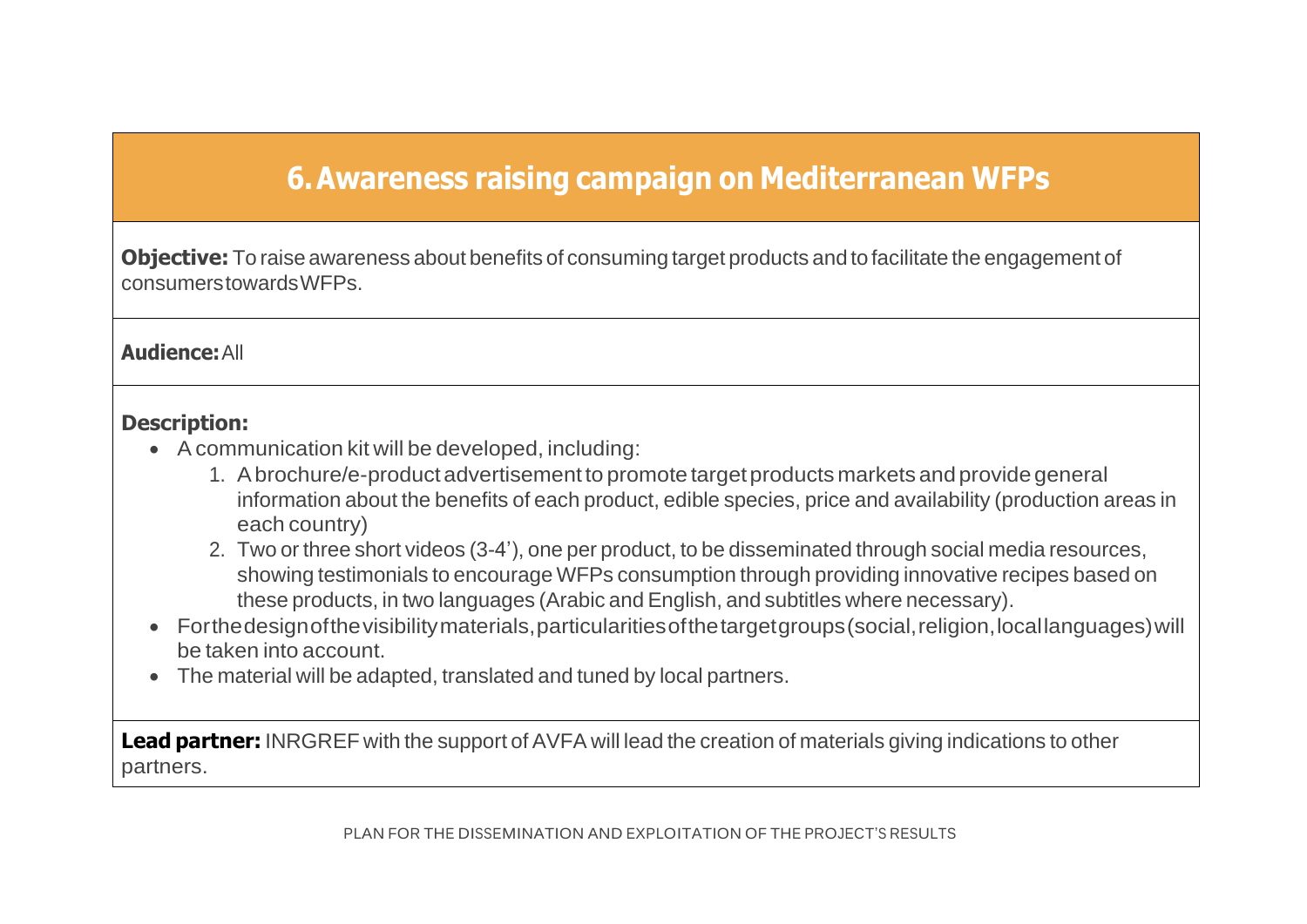## 6. Awareness raising campaign on Mediterranean WFPs

**Objective:** To raise awareness about benefits of consuming target products and to facilitate the engagement of consumers towards WFPs.

**Audience:** All

**Description:**

- A communication kit will be developed, including:
  1. A brochure/e-product advertisement to promote target products markets and provide general information about the benefits of each product, edible species, price and availability (production areas in each country)
  2. Two or three short videos (3-4'), one per product, to be disseminated through social media resources, showing testimonials to encourage WFPs consumption through providing innovative recipes based on these products, in two languages (Arabic and English, and subtitles where necessary).
- For the design of the visibility materials, particularities of the target groups (social, religion, local languages) will be taken into account.
- The material will be adapted, translated and tuned by local partners.

**Lead partner:** INRGREF with the support of AVFA will lead the creation of materials giving indications to other partners.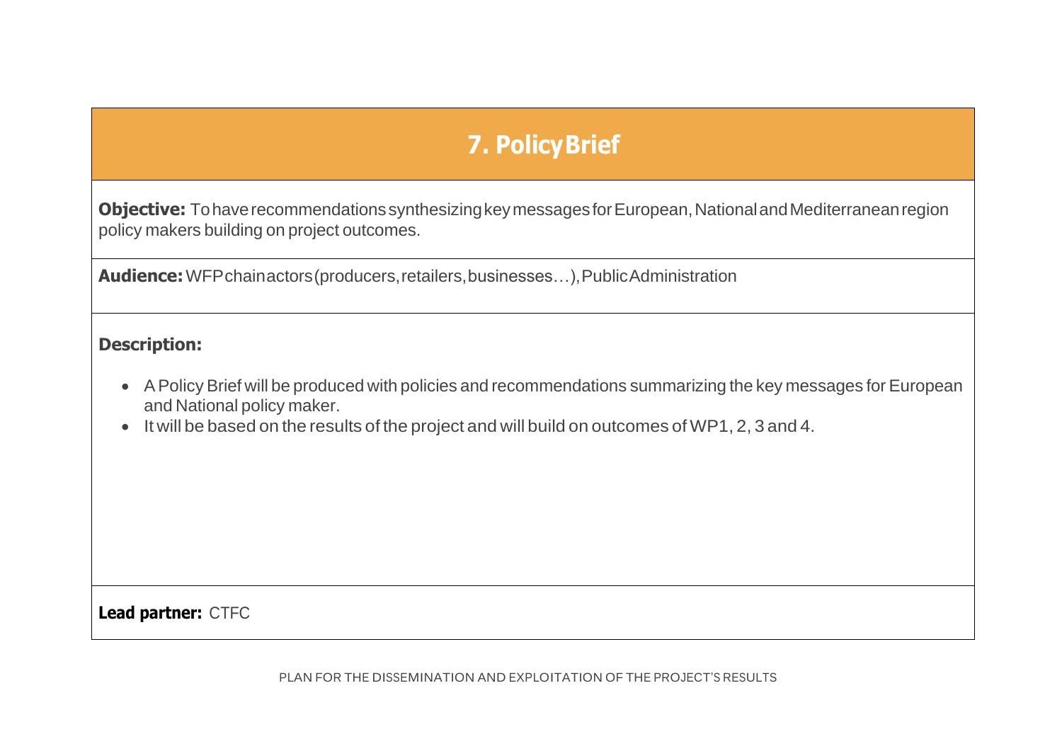## 7. Policy Brief

**Objective:** To have recommendations synthesizing key messages for European, National and Mediterranean region policy makers building on project outcomes.

**Audience:** WFP chain actors (producers, retailers, businesses…), Public Administration

**Description:**

- A Policy Brief will be produced with policies and recommendations summarizing the key messages for European and National policy maker.
- It will be based on the results of the project and will build on outcomes of WP1, 2, 3 and 4.

**Lead partner:** CTFC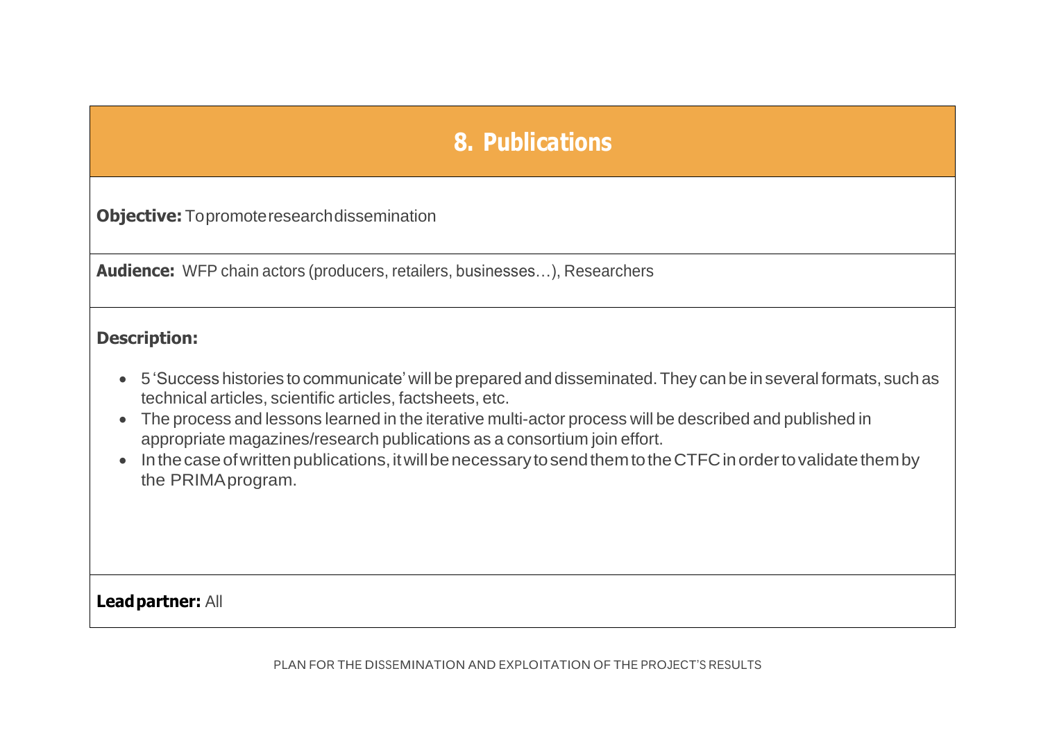## 8. Publications

**Objective:** To promote research dissemination

**Audience:** WFP chain actors (producers, retailers, businesses…), Researchers

**Description:**

- 5 'Success histories to communicate' will be prepared and disseminated. They can be in several formats, such as technical articles, scientific articles, factsheets, etc.
- The process and lessons learned in the iterative multi-actor process will be described and published in appropriate magazines/research publications as a consortium join effort.
- In the case of written publications, it will be necessary to send them to the CTFC in order to validate them by the PRIMA program.

**Lead partner:** All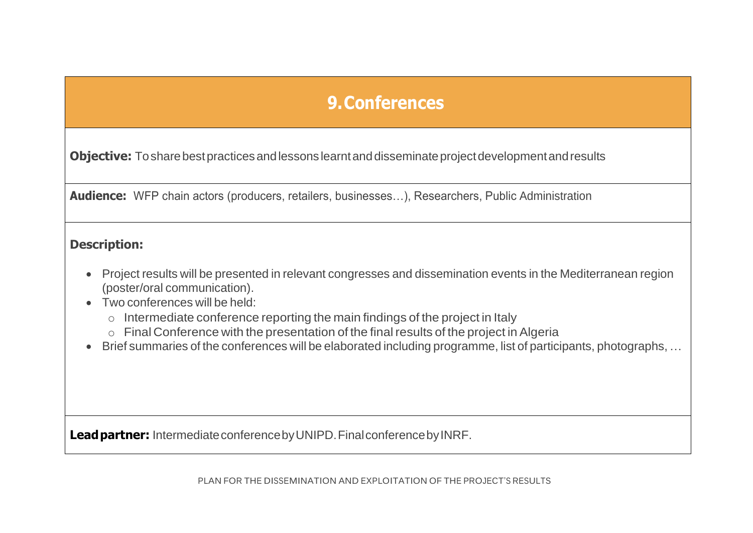## 9. Conferences

**Objective:** To share best practices and lessons learnt and disseminate project development and results

**Audience:** WFP chain actors (producers, retailers, businesses…), Researchers, Public Administration

**Description:**

- Project results will be presented in relevant congresses and dissemination events in the Mediterranean region (poster/oral communication).
- Two conferences will be held:
  - Intermediate conference reporting the main findings of the project in Italy
  - Final Conference with the presentation of the final results of the project in Algeria
- Brief summaries of the conferences will be elaborated including programme, list of participants, photographs, …

**Lead partner:** Intermediate conference by UNIPD. Final conference by INRF.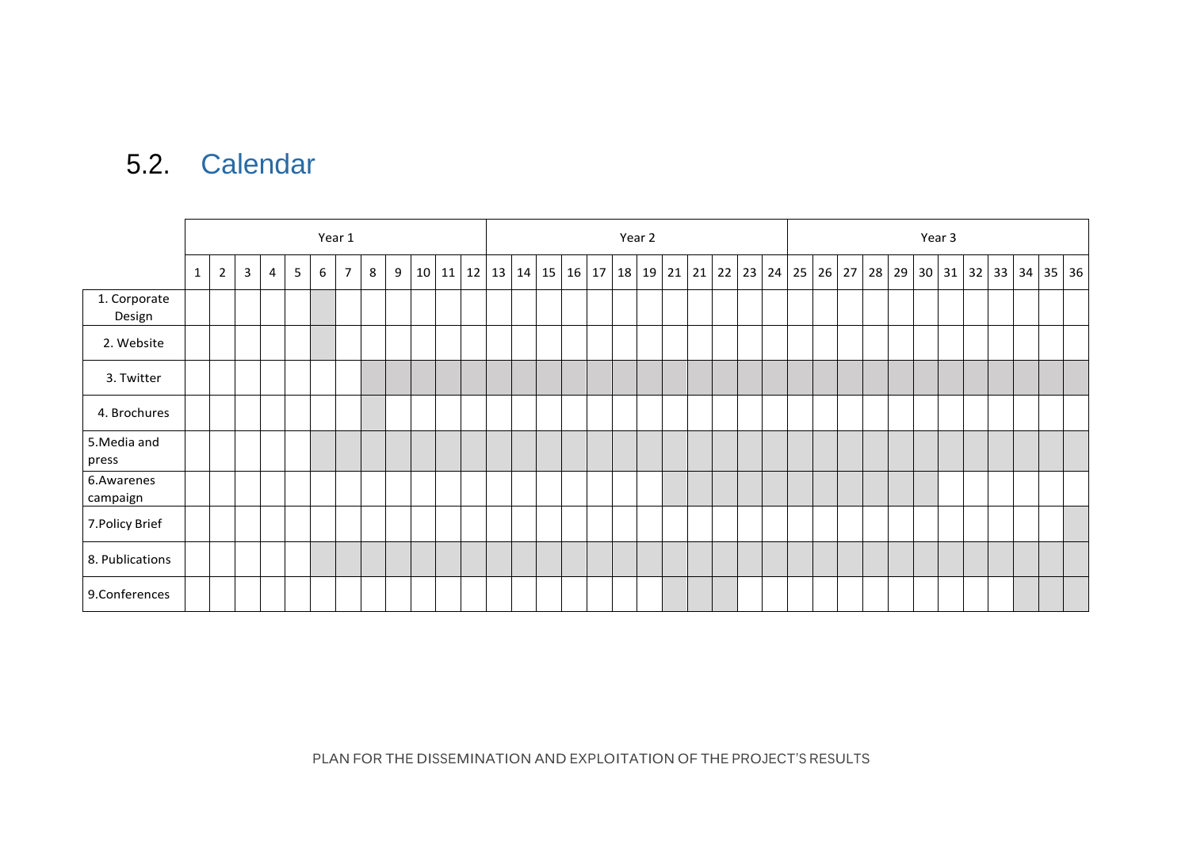## 5.2. Calendar

| | Year 1 | | | | | | | | | | | | Year 2 | | | | | | | | | | | | Year 3 | | | | | | | | | | | |
|---|---|---|---|---|---|---|---|---|---|---|---|---|---|---|---|---|---|---|---|---|---|---|---|---|---|---|---|---|---|---|---|---|---|---|---|---|
| | 1 | 2 | 3 | 4 | 5 | 6 | 7 | 8 | 9 | 10 | 11 | 12 | 13 | 14 | 15 | 16 | 17 | 18 | 19 | 21 | 21 | 22 | 23 | 24 | 25 | 26 | 27 | 28 | 29 | 30 | 31 | 32 | 33 | 34 | 35 | 36 |
| 1. Corporate Design | | | | | | X | | | | | | | | | | | | | | | | | | | | | | | | | | | | | | |
| 2. Website | | | | | | X | | | | | | | | | | | | | | | | | | | | | | | | | | | | | | |
| 3. Twitter | | | | | | | | X | X | X | X | X | X | X | X | X | X | X | X | X | X | X | X | X | X | X | X | X | X | X | X | X | X | X | X | X |
| 4. Brochures | | | | | | | | X | | | | | | | | | | | | | | | | | | | | | | | | | | | | |
| 5.Media and press | | | | | | X | X | X | X | X | X | X | X | X | X | X | X | X | X | X | X | X | X | X | X | X | X | X | X | X | X | X | X | X | X | X |
| 6.Awarenes campaign | | | | | | | | | | | | | | | | | | | | X | X | X | X | X | X | X | X | X | X | X | | | | | | |
| 7.Policy Brief | | | | | | | | | | | | | | | | | | | | | | | | | | | | | | | | | | | | X |
| 8. Publications | | | | | | X | X | X | X | X | X | X | X | X | X | X | X | X | X | X | X | X | X | X | X | X | X | X | X | X | X | X | X | X | X | X |
| 9.Conferences | | | | | | | | | | | | | | | | | | | | X | X | X | | | | | | | | | | | | X | X | X |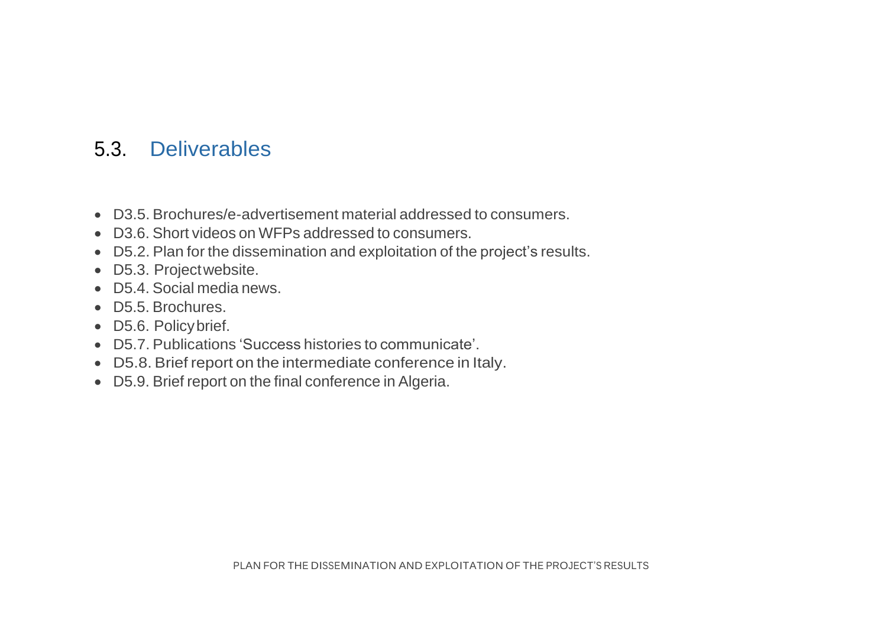## 5.3. Deliverables

- D3.5. Brochures/e-advertisement material addressed to consumers.
- D3.6. Short videos on WFPs addressed to consumers.
- D5.2. Plan for the dissemination and exploitation of the project's results.
- D5.3. Project website.
- D5.4. Social media news.
- D5.5. Brochures.
- D5.6. Policy brief.
- D5.7. Publications 'Success histories to communicate'.
- D5.8. Brief report on the intermediate conference in Italy.
- D5.9. Brief report on the final conference in Algeria.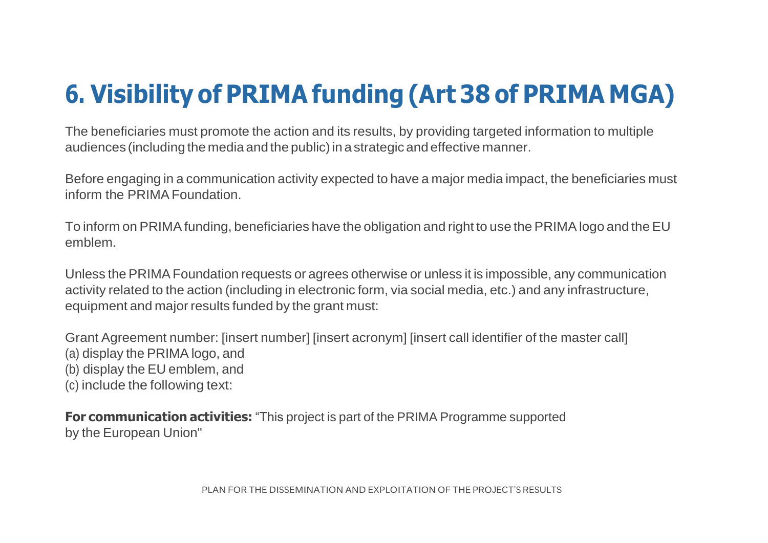# 6. Visibility of PRIMA funding (Art 38 of PRIMA MGA)

The beneficiaries must promote the action and its results, by providing targeted information to multiple audiences (including the media and the public) in a strategic and effective manner.

Before engaging in a communication activity expected to have a major media impact, the beneficiaries must inform the PRIMA Foundation.

To inform on PRIMA funding, beneficiaries have the obligation and right to use the PRIMA logo and the EU emblem.

Unless the PRIMA Foundation requests or agrees otherwise or unless it is impossible, any communication activity related to the action (including in electronic form, via social media, etc.) and any infrastructure, equipment and major results funded by the grant must:

Grant Agreement number: [insert number] [insert acronym] [insert call identifier of the master call]
(a) display the PRIMA logo, and
(b) display the EU emblem, and
(c) include the following text:

**For communication activities:** "This project is part of the PRIMA Programme supported by the European Union"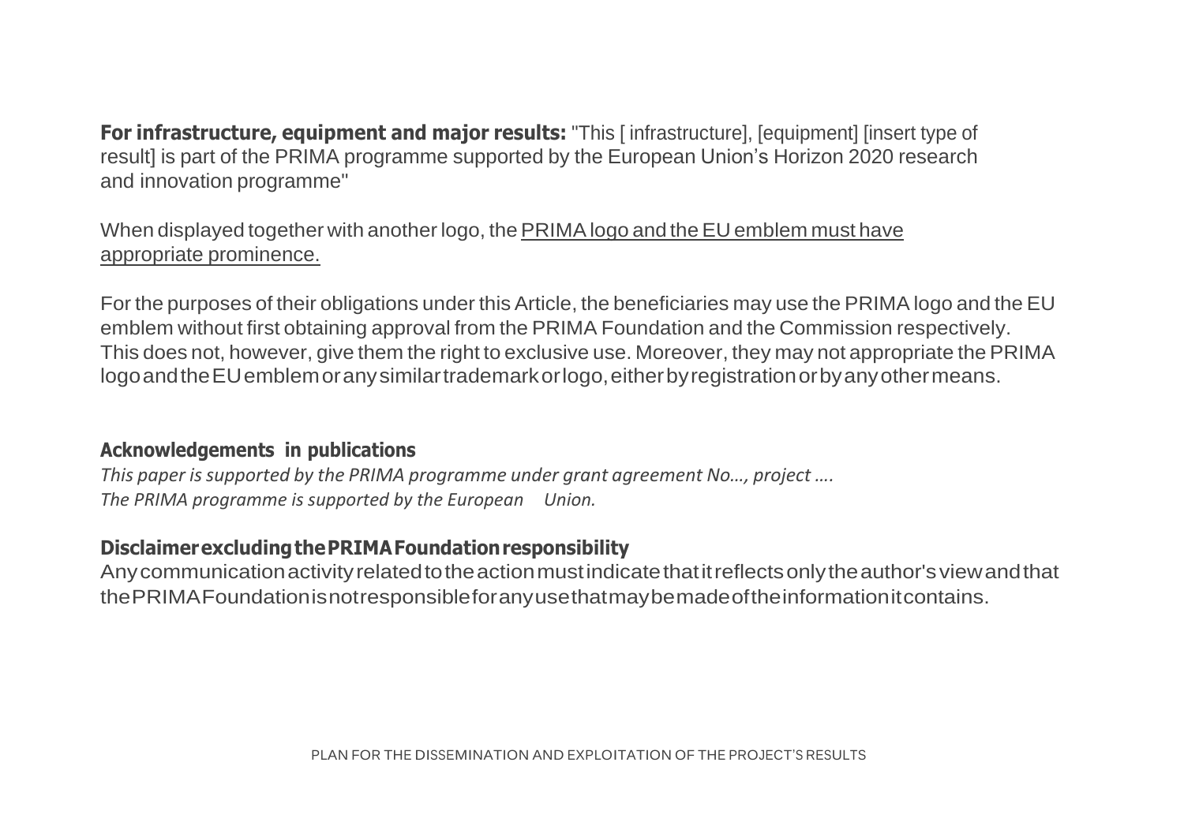**For infrastructure, equipment and major results:** "This [ infrastructure], [equipment] [insert type of result] is part of the PRIMA programme supported by the European Union's Horizon 2020 research and innovation programme"

When displayed together with another logo, the PRIMA logo and the EU emblem must have appropriate prominence.

For the purposes of their obligations under this Article, the beneficiaries may use the PRIMA logo and the EU emblem without first obtaining approval from the PRIMA Foundation and the Commission respectively. This does not, however, give them the right to exclusive use. Moreover, they may not appropriate the PRIMA logo and the EU emblem or any similar trademark or logo, either by registration or by any other means.

**Acknowledgements in publications**

*This paper is supported by the PRIMA programme under grant agreement No…, project ….*
*The PRIMA programme is supported by the European Union.*

**Disclaimer excluding the PRIMA Foundation responsibility**

Any communication activity related to the action must indicate that it reflects only the author's view and that the PRIMA Foundation is not responsible for any use that may be made of the information it contains.